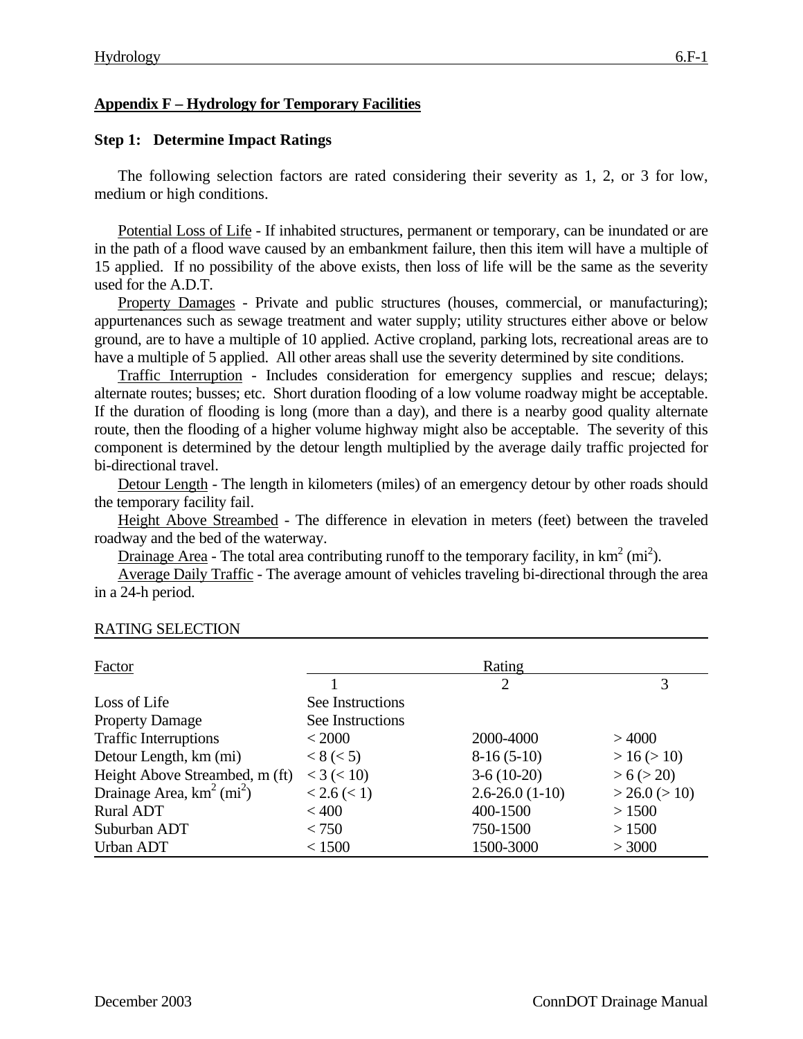## Appendix F – Hydrology for Temporary Facilities

### Step 1: Determine Impact Ratings

The following selection factors are rated considering their severity as 1, 2, or 3 for low, medium or high conditions.

Potential Loss of Life - If inhabited structures, permanent or temporary, can be inundated or are in the path of a flood wave caused by an embankment failure, then this item will have a multiple of 15 applied. If no possibility of the above exists, then loss of life will be the same as the severity used for the A.D.T.

Property Damages - Private and public structures (houses, commercial, or manufacturing); appurtenances such as sewage treatment and water supply; utility structures either above or below ground, are to have a multiple of 10 applied. Active cropland, parking lots, recreational areas are to have a multiple of 5 applied. All other areas shall use the severity determined by site conditions.

Traffic Interruption - Includes consideration for emergency supplies and rescue; delays; alternate routes; busses; etc. Short duration flooding of a low volume roadway might be acceptable. If the duration of flooding is long (more than a day), and there is a nearby good quality alternate route, then the flooding of a higher volume highway might also be acceptable. The severity of this component is determined by the detour length multiplied by the average daily traffic projected for bi-directional travel.

Detour Length - The length in kilometers (miles) of an emergency detour by other roads should the temporary facility fail.

Height Above Streambed - The difference in elevation in meters (feet) between the traveled roadway and the bed of the waterway.

Drainage Area - The total area contributing runoff to the temporary facility, in $km^2$ ($mi^2$).

Average Daily Traffic - The average amount of vehicles traveling bi-directional through the area in a 24-h period.

RATING SELECTION

| Factor | Rating | | |
|---|---|---|---|
| | 1 | 2 | 3 |
| Loss of Life | See Instructions | | |
| Property Damage | See Instructions | | |
| Traffic Interruptions | < 2000 | 2000-4000 | > 4000 |
| Detour Length, km (mi) | < 8 (< 5) | 8-16 (5-10) | > 16 (> 10) |
| Height Above Streambed, m (ft) | < 3 (< 10) | 3-6 (10-20) | > 6 (> 20) |
| Drainage Area, $km^2$ ($mi^2$) | < 2.6 (< 1) | 2.6-26.0 (1-10) | > 26.0 (> 10) |
| Rural ADT | < 400 | 400-1500 | > 1500 |
| Suburban ADT | < 750 | 750-1500 | > 1500 |
| Urban ADT | < 1500 | 1500-3000 | > 3000 |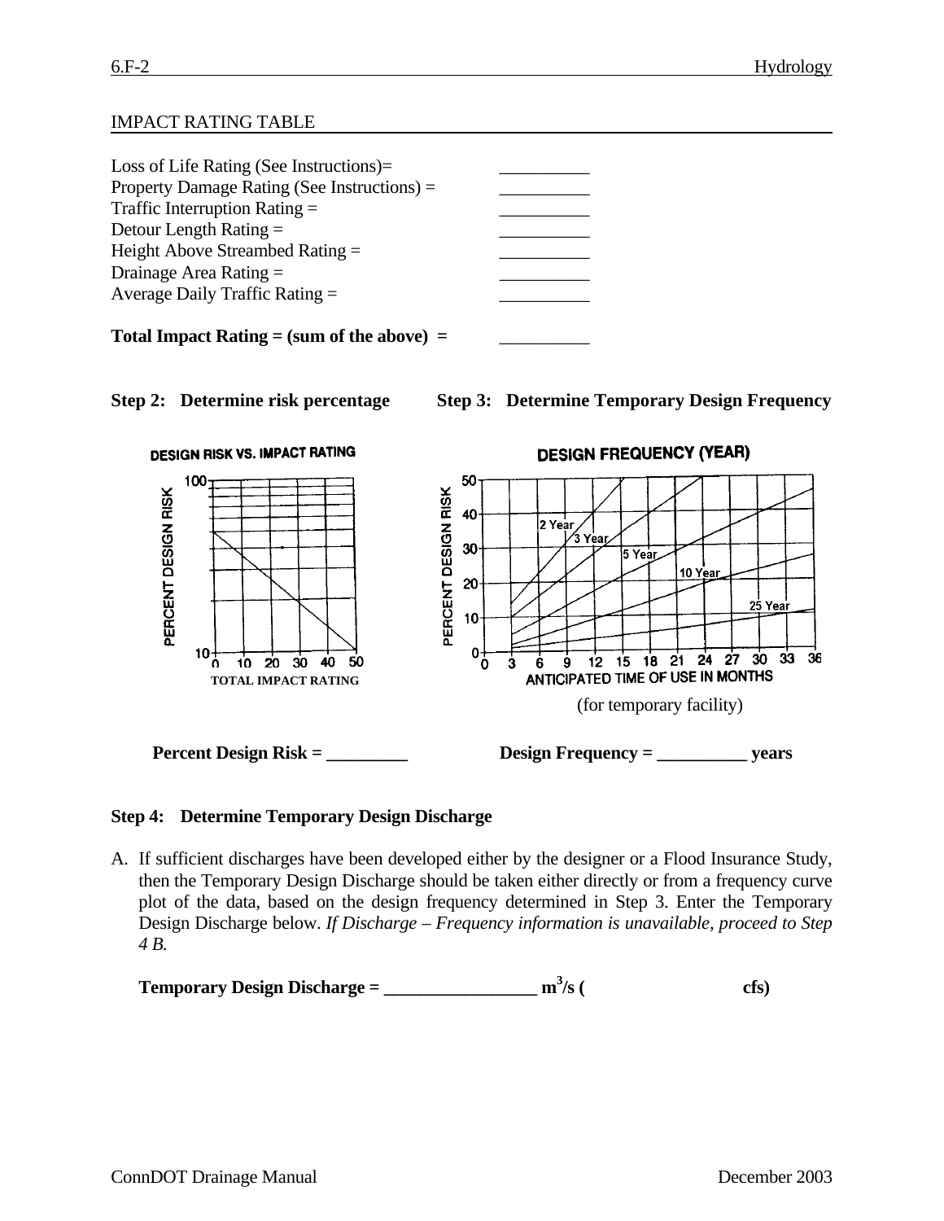## IMPACT RATING TABLE

Loss of Life Rating (See Instructions)= __________
Property Damage Rating (See Instructions) = __________
Traffic Interruption Rating = __________
Detour Length Rating = __________
Height Above Streambed Rating = __________
Drainage Area Rating = __________
Average Daily Traffic Rating = __________

**Total Impact Rating = (sum of the above) = __________**

**Step 2: Determine risk percentage**

DESIGN RISK VS. IMPACT RATING

**Percent Design Risk = _________**

**Step 3: Determine Temporary Design Frequency**

DESIGN FREQUENCY (YEAR)

(for temporary facility)

**Design Frequency = __________ years**

**Step 4: Determine Temporary Design Discharge**

A. If sufficient discharges have been developed either by the designer or a Flood Insurance Study, then the Temporary Design Discharge should be taken either directly or from a frequency curve plot of the data, based on the design frequency determined in Step 3. Enter the Temporary Design Discharge below. *If Discharge – Frequency information is unavailable, proceed to Step 4 B.*

**Temporary Design Discharge = ________________ $m^3/s$ ( cfs)**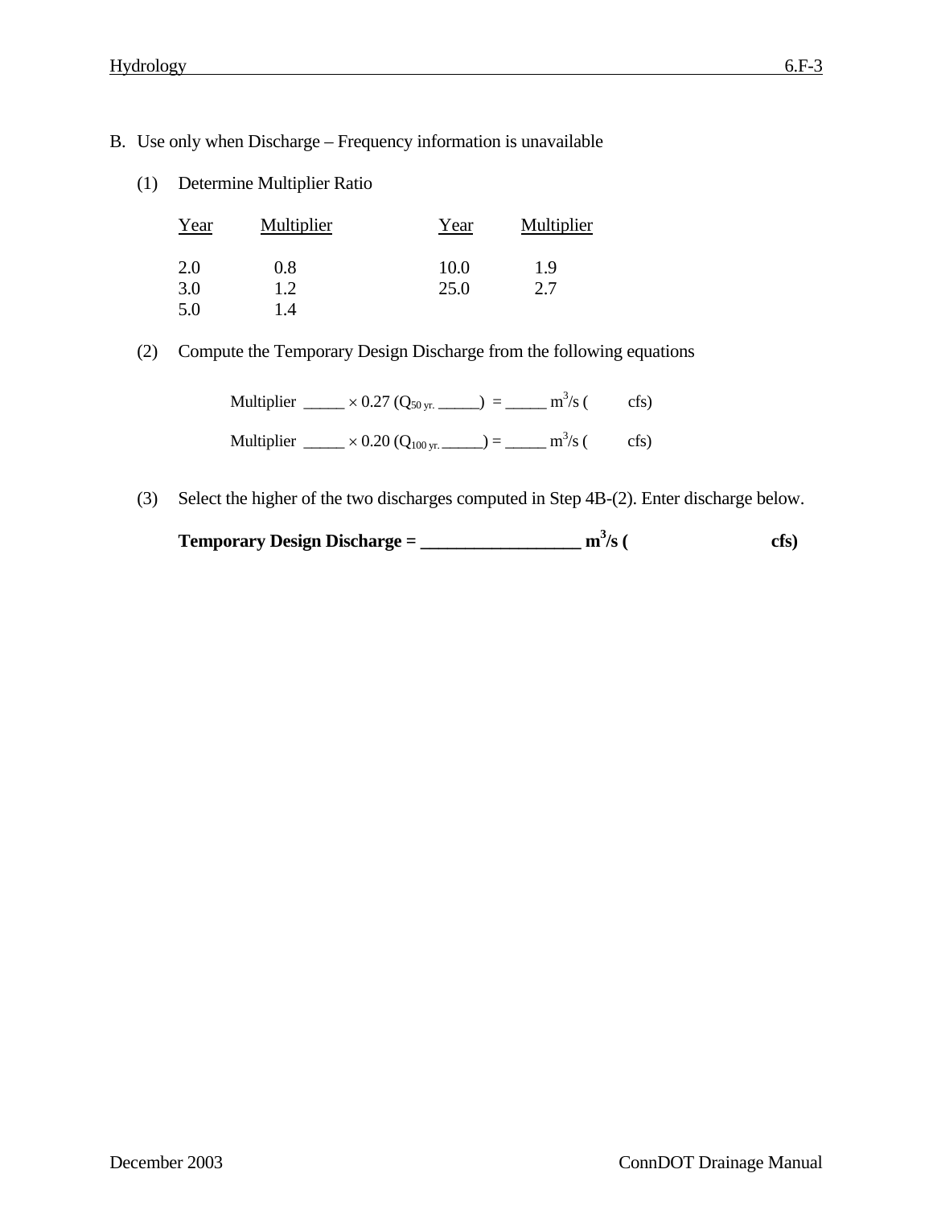B. Use only when Discharge – Frequency information is unavailable

(1) Determine Multiplier Ratio

| Year | Multiplier | Year | Multiplier |
|---|---|---|---|
| 2.0 | 0.8 | 10.0 | 1.9 |
| 3.0 | 1.2 | 25.0 | 2.7 |
| 5.0 | 1.4 | | |

(2) Compute the Temporary Design Discharge from the following equations

Multiplier _____ $\times$ 0.27 ($Q_{50\ yr.}$ _____) = _____ $m^3/s$ (      cfs)

Multiplier _____ $\times$ 0.20 ($Q_{100\ yr.}$ _____) = _____ $m^3/s$ (      cfs)

(3) Select the higher of the two discharges computed in Step 4B-(2). Enter discharge below.

**Temporary Design Discharge = _________________ $m^3/s$ (                    cfs)**